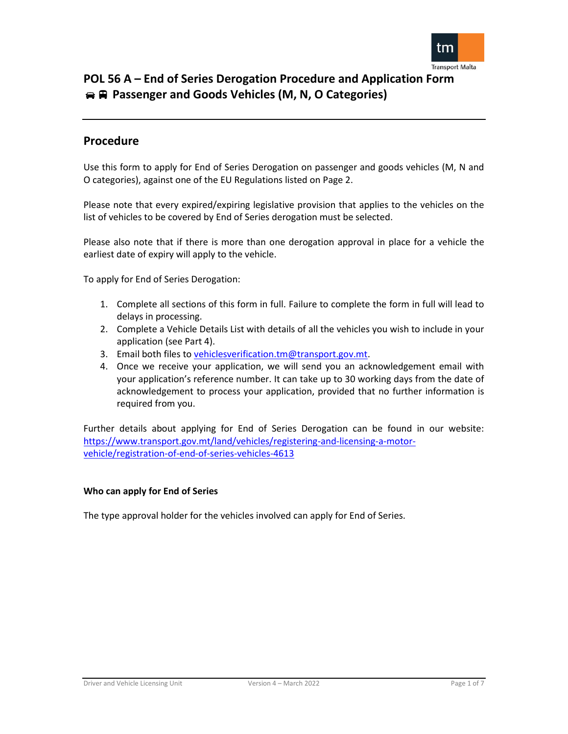# POL 56 A – End of Series Derogation Procedure and Application Form

## 🚗 🚌 Passenger and Goods Vehicles (M, N, O Categories)

## Procedure

Use this form to apply for End of Series Derogation on passenger and goods vehicles (M, N and O categories), against one of the EU Regulations listed on Page 2.

Please note that every expired/expiring legislative provision that applies to the vehicles on the list of vehicles to be covered by End of Series derogation must be selected.

Please also note that if there is more than one derogation approval in place for a vehicle the earliest date of expiry will apply to the vehicle.

To apply for End of Series Derogation:

1. Complete all sections of this form in full. Failure to complete the form in full will lead to delays in processing.
2. Complete a Vehicle Details List with details of all the vehicles you wish to include in your application (see Part 4).
3. Email both files to vehiclesverification.tm@transport.gov.mt.
4. Once we receive your application, we will send you an acknowledgement email with your application's reference number. It can take up to 30 working days from the date of acknowledgement to process your application, provided that no further information is required from you.

Further details about applying for End of Series Derogation can be found in our website: https://www.transport.gov.mt/land/vehicles/registering-and-licensing-a-motor-vehicle/registration-of-end-of-series-vehicles-4613

#### Who can apply for End of Series

The type approval holder for the vehicles involved can apply for End of Series.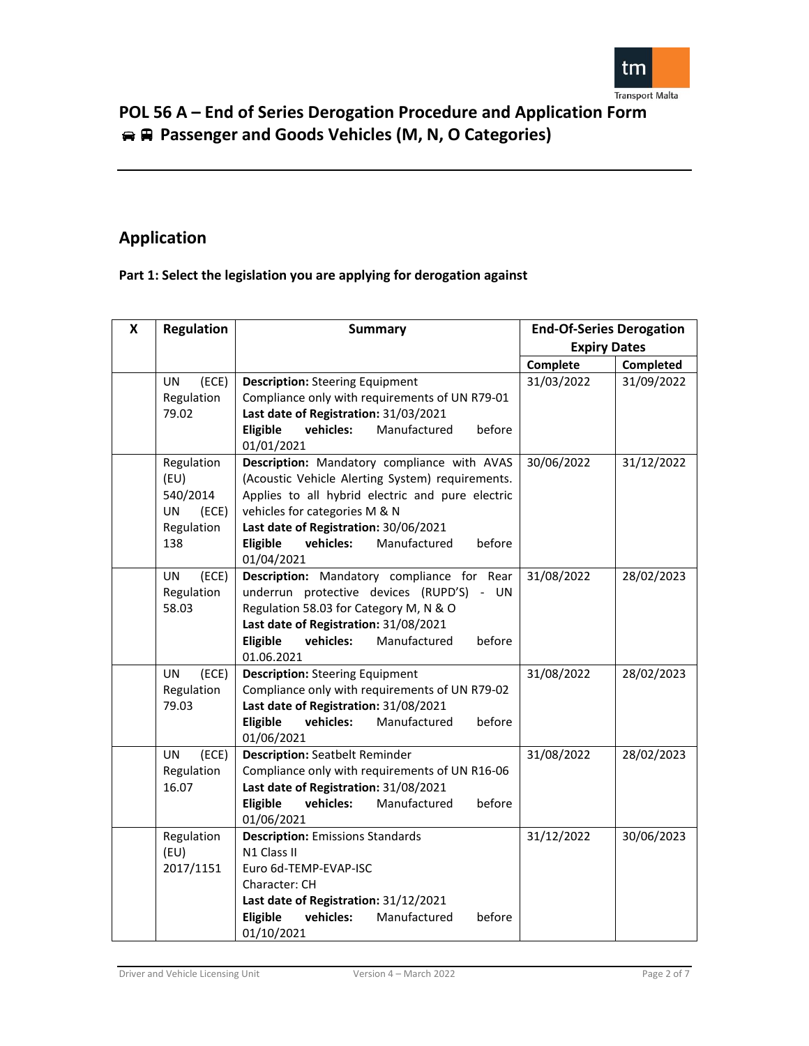## POL 56 A – End of Series Derogation Procedure and Application Form 🚘 🚍 Passenger and Goods Vehicles (M, N, O Categories)

## Application

**Part 1: Select the legislation you are applying for derogation against**

| X | Regulation | Summary | End-Of-Series Derogation Expiry Dates | |
|---|---|---|---|---|
| | | | Complete | Completed |
| | UN (ECE) Regulation 79.02 | **Description:** Steering Equipment<br>Compliance only with requirements of UN R79-01<br>**Last date of Registration:** 31/03/2021<br>**Eligible vehicles:** Manufactured before 01/01/2021 | 31/03/2022 | 31/09/2022 |
| | Regulation (EU) 540/2014<br>UN (ECE) Regulation 138 | **Description:** Mandatory compliance with AVAS (Acoustic Vehicle Alerting System) requirements. Applies to all hybrid electric and pure electric vehicles for categories M & N<br>**Last date of Registration:** 30/06/2021<br>**Eligible vehicles:** Manufactured before 01/04/2021 | 30/06/2022 | 31/12/2022 |
| | UN (ECE) Regulation 58.03 | **Description:** Mandatory compliance for Rear underrun protective devices (RUPD'S) - UN Regulation 58.03 for Category M, N & O<br>**Last date of Registration:** 31/08/2021<br>**Eligible vehicles:** Manufactured before 01.06.2021 | 31/08/2022 | 28/02/2023 |
| | UN (ECE) Regulation 79.03 | **Description:** Steering Equipment<br>Compliance only with requirements of UN R79-02<br>**Last date of Registration:** 31/08/2021<br>**Eligible vehicles:** Manufactured before 01/06/2021 | 31/08/2022 | 28/02/2023 |
| | UN (ECE) Regulation 16.07 | **Description:** Seatbelt Reminder<br>Compliance only with requirements of UN R16-06<br>**Last date of Registration:** 31/08/2021<br>**Eligible vehicles:** Manufactured before 01/06/2021 | 31/08/2022 | 28/02/2023 |
| | Regulation (EU) 2017/1151 | **Description:** Emissions Standards<br>N1 Class II<br>Euro 6d-TEMP-EVAP-ISC<br>Character: CH<br>**Last date of Registration:** 31/12/2021<br>**Eligible vehicles:** Manufactured before 01/10/2021 | 31/12/2022 | 30/06/2023 |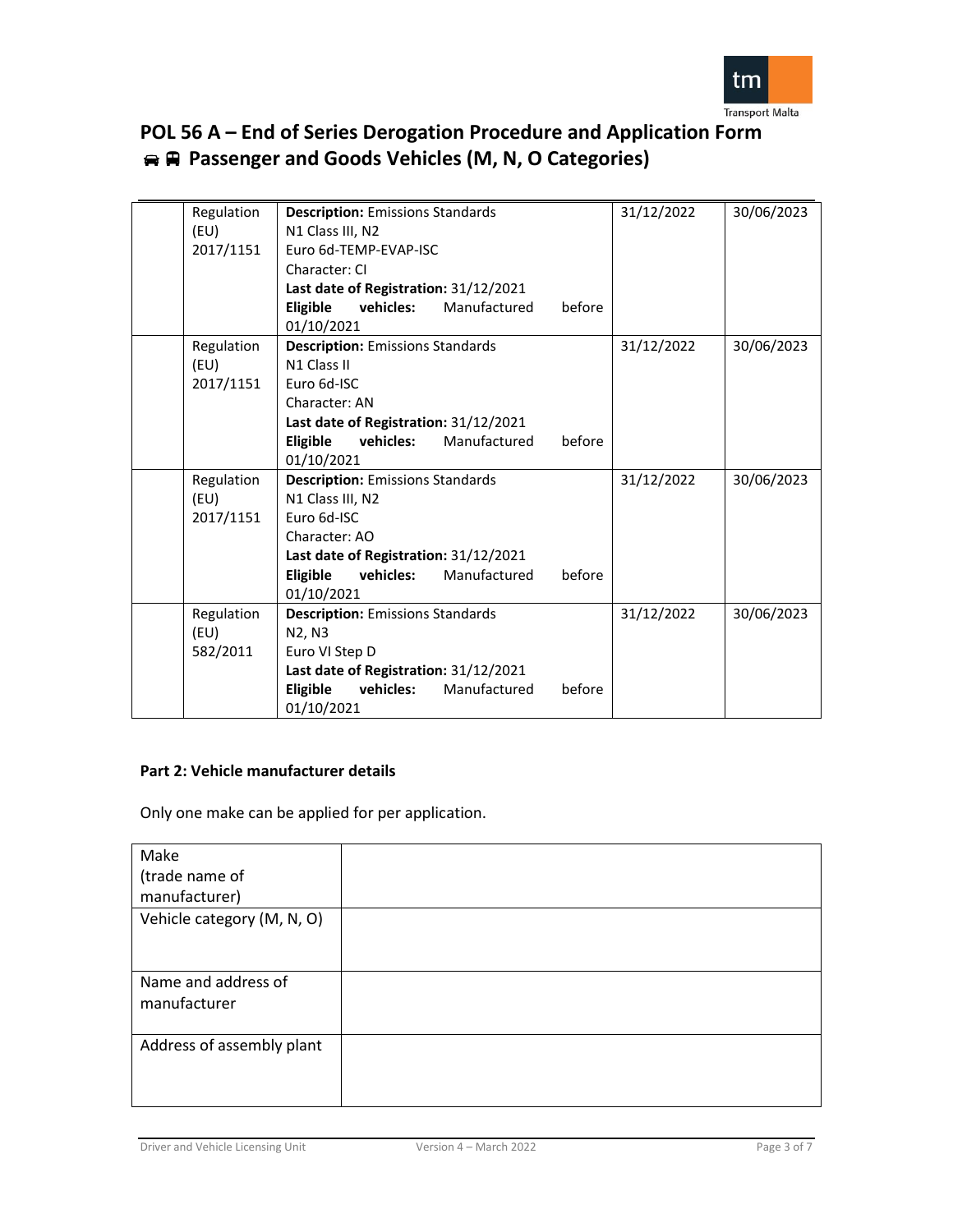# POL 56 A – End of Series Derogation Procedure and Application Form

## 🚘 🚍 Passenger and Goods Vehicles (M, N, O Categories)

| | | | | |
|---|---|---|---|---|
| | Regulation (EU) 2017/1151 | **Description:** Emissions Standards<br>N1 Class III, N2<br>Euro 6d-TEMP-EVAP-ISC<br>Character: CI<br>**Last date of Registration:** 31/12/2021<br>**Eligible vehicles:** Manufactured before 01/10/2021 | 31/12/2022 | 30/06/2023 |
| | Regulation (EU) 2017/1151 | **Description:** Emissions Standards<br>N1 Class II<br>Euro 6d-ISC<br>Character: AN<br>**Last date of Registration:** 31/12/2021<br>**Eligible vehicles:** Manufactured before 01/10/2021 | 31/12/2022 | 30/06/2023 |
| | Regulation (EU) 2017/1151 | **Description:** Emissions Standards<br>N1 Class III, N2<br>Euro 6d-ISC<br>Character: AO<br>**Last date of Registration:** 31/12/2021<br>**Eligible vehicles:** Manufactured before 01/10/2021 | 31/12/2022 | 30/06/2023 |
| | Regulation (EU) 582/2011 | **Description:** Emissions Standards<br>N2, N3<br>Euro VI Step D<br>**Last date of Registration:** 31/12/2021<br>**Eligible vehicles:** Manufactured before 01/10/2021 | 31/12/2022 | 30/06/2023 |

**Part 2: Vehicle manufacturer details**

Only one make can be applied for per application.

| | |
|---|---|
| Make (trade name of manufacturer) | |
| Vehicle category (M, N, O) | |
| Name and address of manufacturer | |
| Address of assembly plant | |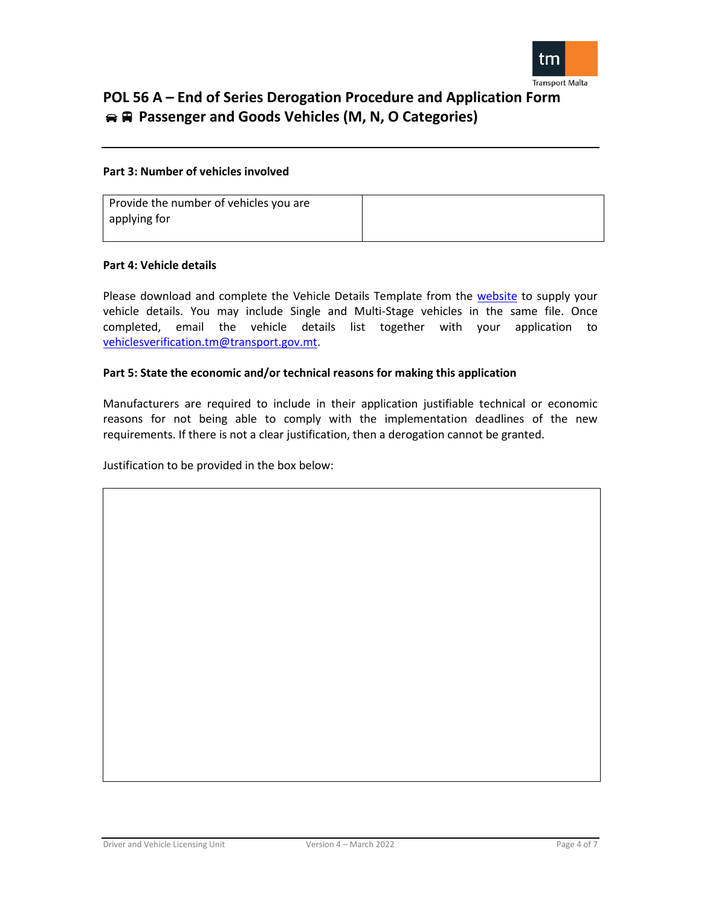# POL 56 A – End of Series Derogation Procedure and Application Form

## Passenger and Goods Vehicles (M, N, O Categories)

**Part 3: Number of vehicles involved**

| Provide the number of vehicles you are applying for | |
|---|---|

**Part 4: Vehicle details**

Please download and complete the Vehicle Details Template from the website to supply your vehicle details. You may include Single and Multi-Stage vehicles in the same file. Once completed, email the vehicle details list together with your application to vehiclesverification.tm@transport.gov.mt.

**Part 5: State the economic and/or technical reasons for making this application**

Manufacturers are required to include in their application justifiable technical or economic reasons for not being able to comply with the implementation deadlines of the new requirements. If there is not a clear justification, then a derogation cannot be granted.

Justification to be provided in the box below:

| |
|---|
| |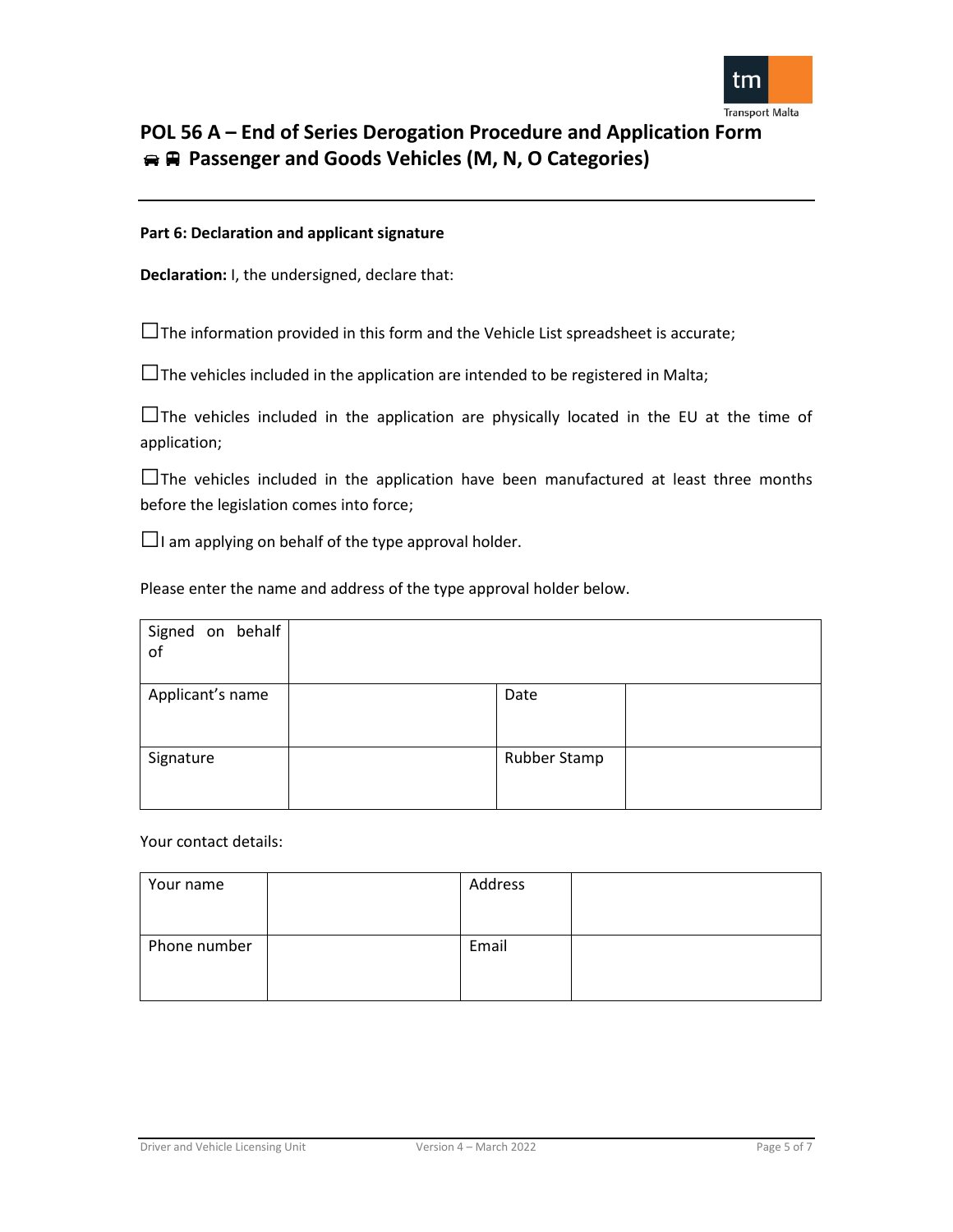# POL 56 A – End of Series Derogation Procedure and Application Form

## 🚘 🚍 Passenger and Goods Vehicles (M, N, O Categories)

**Part 6: Declaration and applicant signature**

**Declaration:** I, the undersigned, declare that:

☐The information provided in this form and the Vehicle List spreadsheet is accurate;

☐The vehicles included in the application are intended to be registered in Malta;

☐The vehicles included in the application are physically located in the EU at the time of application;

☐The vehicles included in the application have been manufactured at least three months before the legislation comes into force;

☐I am applying on behalf of the type approval holder.

Please enter the name and address of the type approval holder below.

| Signed on behalf of | | | |
|---|---|---|---|
| Applicant's name | | Date | |
| Signature | | Rubber Stamp | |

Your contact details:

| Your name | | Address | |
|---|---|---|---|
| Phone number | | Email | |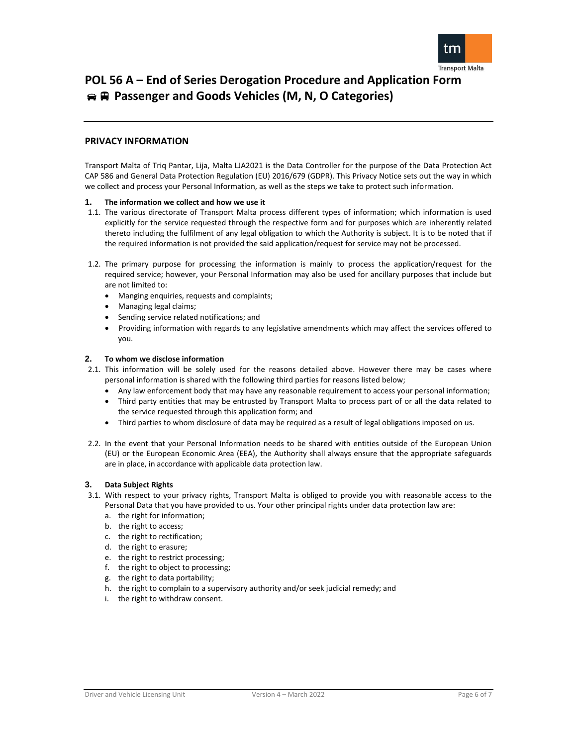# POL 56 A – End of Series Derogation Procedure and Application Form

## 🚘 🚍 Passenger and Goods Vehicles (M, N, O Categories)

### PRIVACY INFORMATION

Transport Malta of Triq Pantar, Lija, Malta LJA2021 is the Data Controller for the purpose of the Data Protection Act CAP 586 and General Data Protection Regulation (EU) 2016/679 (GDPR). This Privacy Notice sets out the way in which we collect and process your Personal Information, as well as the steps we take to protect such information.

**1. The information we collect and how we use it**

1.1. The various directorate of Transport Malta process different types of information; which information is used explicitly for the service requested through the respective form and for purposes which are inherently related thereto including the fulfilment of any legal obligation to which the Authority is subject. It is to be noted that if the required information is not provided the said application/request for service may not be processed.

1.2. The primary purpose for processing the information is mainly to process the application/request for the required service; however, your Personal Information may also be used for ancillary purposes that include but are not limited to:

- Manging enquiries, requests and complaints;
- Managing legal claims;
- Sending service related notifications; and
- Providing information with regards to any legislative amendments which may affect the services offered to you.

**2. To whom we disclose information**

2.1. This information will be solely used for the reasons detailed above. However there may be cases where personal information is shared with the following third parties for reasons listed below;

- Any law enforcement body that may have any reasonable requirement to access your personal information;
- Third party entities that may be entrusted by Transport Malta to process part of or all the data related to the service requested through this application form; and
- Third parties to whom disclosure of data may be required as a result of legal obligations imposed on us.

2.2. In the event that your Personal Information needs to be shared with entities outside of the European Union (EU) or the European Economic Area (EEA), the Authority shall always ensure that the appropriate safeguards are in place, in accordance with applicable data protection law.

**3. Data Subject Rights**

3.1. With respect to your privacy rights, Transport Malta is obliged to provide you with reasonable access to the Personal Data that you have provided to us. Your other principal rights under data protection law are:

a. the right for information;
b. the right to access;
c. the right to rectification;
d. the right to erasure;
e. the right to restrict processing;
f. the right to object to processing;
g. the right to data portability;
h. the right to complain to a supervisory authority and/or seek judicial remedy; and
i. the right to withdraw consent.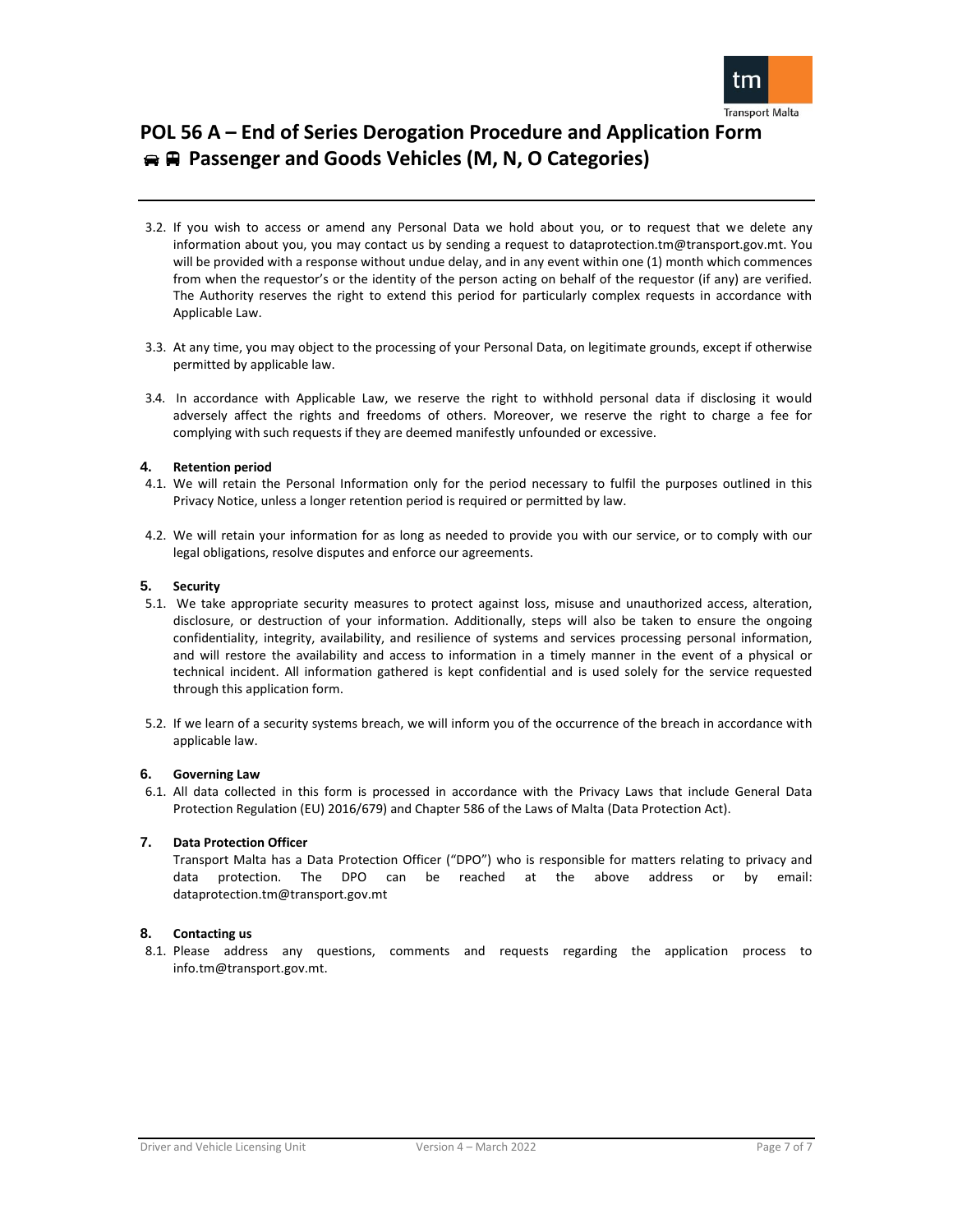3.2. If you wish to access or amend any Personal Data we hold about you, or to request that we delete any information about you, you may contact us by sending a request to dataprotection.tm@transport.gov.mt. You will be provided with a response without undue delay, and in any event within one (1) month which commences from when the requestor's or the identity of the person acting on behalf of the requestor (if any) are verified. The Authority reserves the right to extend this period for particularly complex requests in accordance with Applicable Law.

3.3. At any time, you may object to the processing of your Personal Data, on legitimate grounds, except if otherwise permitted by applicable law.

3.4. In accordance with Applicable Law, we reserve the right to withhold personal data if disclosing it would adversely affect the rights and freedoms of others. Moreover, we reserve the right to charge a fee for complying with such requests if they are deemed manifestly unfounded or excessive.

### 4. Retention period

4.1. We will retain the Personal Information only for the period necessary to fulfil the purposes outlined in this Privacy Notice, unless a longer retention period is required or permitted by law.

4.2. We will retain your information for as long as needed to provide you with our service, or to comply with our legal obligations, resolve disputes and enforce our agreements.

### 5. Security

5.1. We take appropriate security measures to protect against loss, misuse and unauthorized access, alteration, disclosure, or destruction of your information. Additionally, steps will also be taken to ensure the ongoing confidentiality, integrity, availability, and resilience of systems and services processing personal information, and will restore the availability and access to information in a timely manner in the event of a physical or technical incident. All information gathered is kept confidential and is used solely for the service requested through this application form.

5.2. If we learn of a security systems breach, we will inform you of the occurrence of the breach in accordance with applicable law.

### 6. Governing Law

6.1. All data collected in this form is processed in accordance with the Privacy Laws that include General Data Protection Regulation (EU) 2016/679) and Chapter 586 of the Laws of Malta (Data Protection Act).

### 7. Data Protection Officer

Transport Malta has a Data Protection Officer ("DPO") who is responsible for matters relating to privacy and data protection. The DPO can be reached at the above address or by email: dataprotection.tm@transport.gov.mt

### 8. Contacting us

8.1. Please address any questions, comments and requests regarding the application process to info.tm@transport.gov.mt.